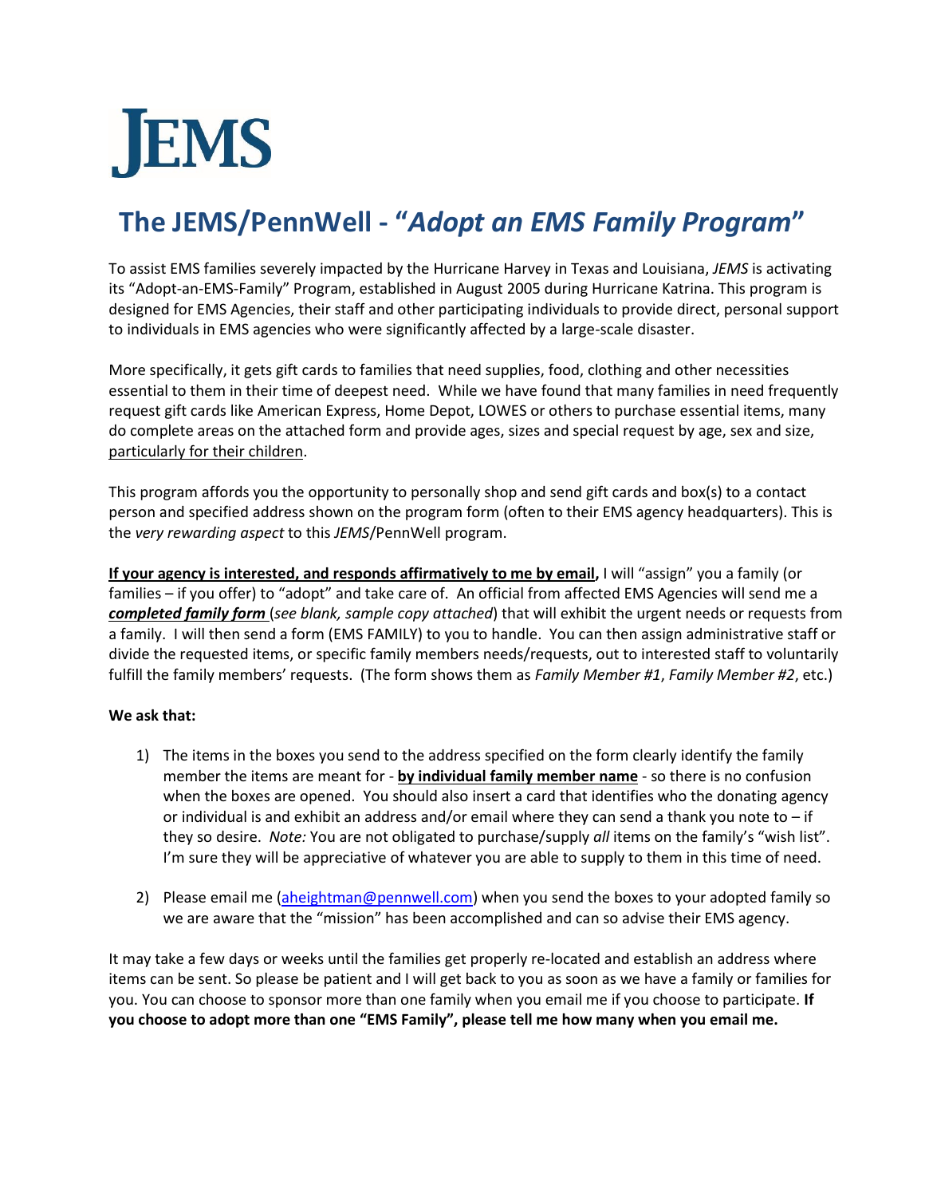# JEMS

## The JEMS/PennWell - "*Adopt an EMS Family Program*"

To assist EMS families severely impacted by the Hurricane Harvey in Texas and Louisiana, *JEMS* is activating its "Adopt-an-EMS-Family" Program, established in August 2005 during Hurricane Katrina. This program is designed for EMS Agencies, their staff and other participating individuals to provide direct, personal support to individuals in EMS agencies who were significantly affected by a large-scale disaster.

More specifically, it gets gift cards to families that need supplies, food, clothing and other necessities essential to them in their time of deepest need. While we have found that many families in need frequently request gift cards like American Express, Home Depot, LOWES or others to purchase essential items, many do complete areas on the attached form and provide ages, sizes and special request by age, sex and size, particularly for their children.

This program affords you the opportunity to personally shop and send gift cards and box(s) to a contact person and specified address shown on the program form (often to their EMS agency headquarters). This is the *very rewarding aspect* to this *JEMS*/PennWell program.

**If your agency is interested, and responds affirmatively to me by email,** I will "assign" you a family (or families – if you offer) to "adopt" and take care of. An official from affected EMS Agencies will send me a ***completed family form*** (*see blank, sample copy attached*) that will exhibit the urgent needs or requests from a family. I will then send a form (EMS FAMILY) to you to handle. You can then assign administrative staff or divide the requested items, or specific family members needs/requests, out to interested staff to voluntarily fulfill the family members' requests. (The form shows them as *Family Member #1*, *Family Member #2*, etc.)

**We ask that:**

1) The items in the boxes you send to the address specified on the form clearly identify the family member the items are meant for - **by individual family member name** - so there is no confusion when the boxes are opened. You should also insert a card that identifies who the donating agency or individual is and exhibit an address and/or email where they can send a thank you note to – if they so desire. *Note:* You are not obligated to purchase/supply *all* items on the family's "wish list". I'm sure they will be appreciative of whatever you are able to supply to them in this time of need.

2) Please email me (aheightman@pennwell.com) when you send the boxes to your adopted family so we are aware that the "mission" has been accomplished and can so advise their EMS agency.

It may take a few days or weeks until the families get properly re-located and establish an address where items can be sent. So please be patient and I will get back to you as soon as we have a family or families for you. You can choose to sponsor more than one family when you email me if you choose to participate. **If you choose to adopt more than one "EMS Family", please tell me how many when you email me.**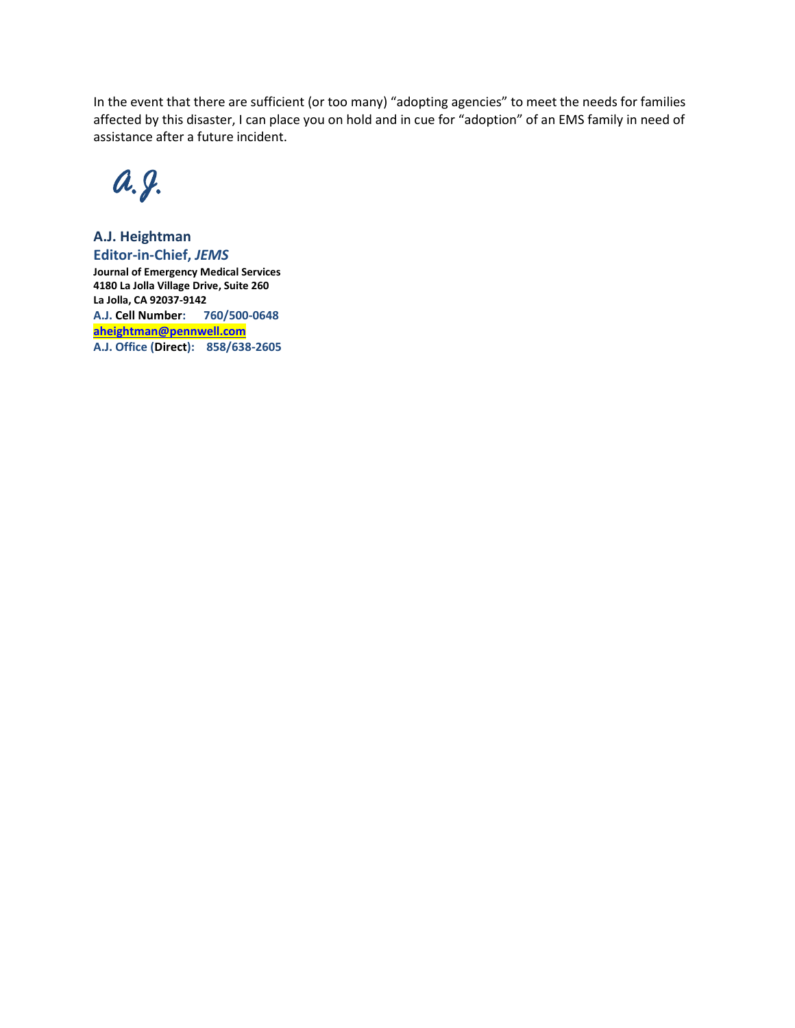In the event that there are sufficient (or too many) "adopting agencies" to meet the needs for families affected by this disaster, I can place you on hold and in cue for "adoption" of an EMS family in need of assistance after a future incident.

*a.J.*

**A.J. Heightman**
**Editor-in-Chief, *JEMS***
**Journal of Emergency Medical Services**
**4180 La Jolla Village Drive, Suite 260**
**La Jolla, CA 92037-9142**
**A.J. Cell Number: 760/500-0648**
**aheightman@pennwell.com**
**A.J. Office (Direct): 858/638-2605**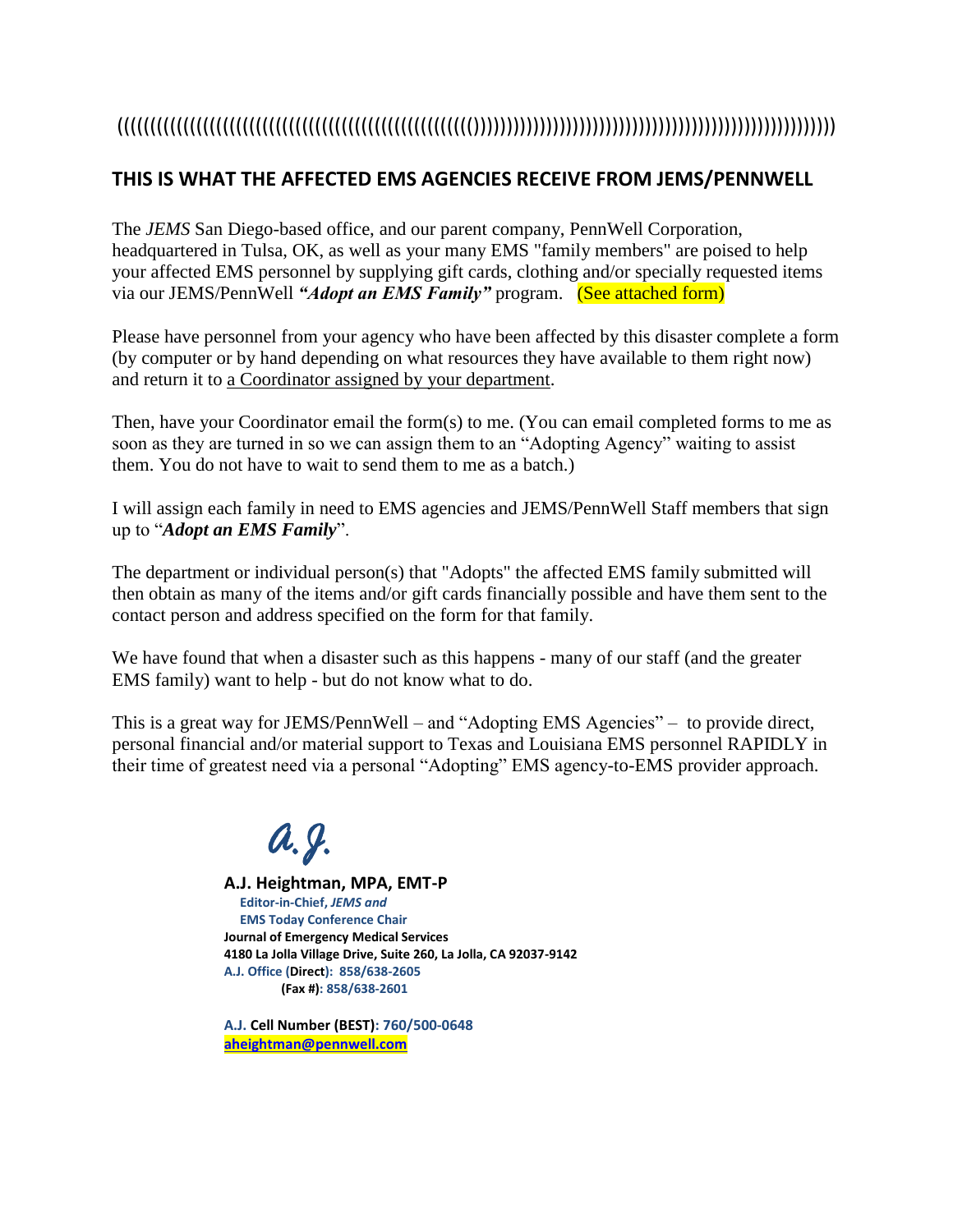(((((((((((((((((((((((((((((((((((((((((((((((((((((((((((((())))))))))))))))))))))))))))))))))))))))))))))))))))))))))))))))))))))))

## THIS IS WHAT THE AFFECTED EMS AGENCIES RECEIVE FROM JEMS/PENNWELL

The *JEMS* San Diego-based office, and our parent company, PennWell Corporation, headquartered in Tulsa, OK, as well as your many EMS "family members" are poised to help your affected EMS personnel by supplying gift cards, clothing and/or specially requested items via our JEMS/PennWell ***"Adopt an EMS Family"*** program. (See attached form)

Please have personnel from your agency who have been affected by this disaster complete a form (by computer or by hand depending on what resources they have available to them right now) and return it to a Coordinator assigned by your department.

Then, have your Coordinator email the form(s) to me. (You can email completed forms to me as soon as they are turned in so we can assign them to an "Adopting Agency" waiting to assist them. You do not have to wait to send them to me as a batch.)

I will assign each family in need to EMS agencies and JEMS/PennWell Staff members that sign up to "***Adopt an EMS Family***".

The department or individual person(s) that "Adopts" the affected EMS family submitted will then obtain as many of the items and/or gift cards financially possible and have them sent to the contact person and address specified on the form for that family.

We have found that when a disaster such as this happens - many of our staff (and the greater EMS family) want to help - but do not know what to do.

This is a great way for JEMS/PennWell – and "Adopting EMS Agencies" – to provide direct, personal financial and/or material support to Texas and Louisiana EMS personnel RAPIDLY in their time of greatest need via a personal "Adopting" EMS agency-to-EMS provider approach.

*A.J.*

**A.J. Heightman, MPA, EMT-P**
**Editor-in-Chief, *JEMS and***
**EMS Today Conference Chair**
**Journal of Emergency Medical Services**
**4180 La Jolla Village Drive, Suite 260, La Jolla, CA 92037-9142**
**A.J. Office (Direct): 858/638-2605**
**(Fax #): 858/638-2601**

**A.J. Cell Number (BEST): 760/500-0648**
**aheightman@pennwell.com**